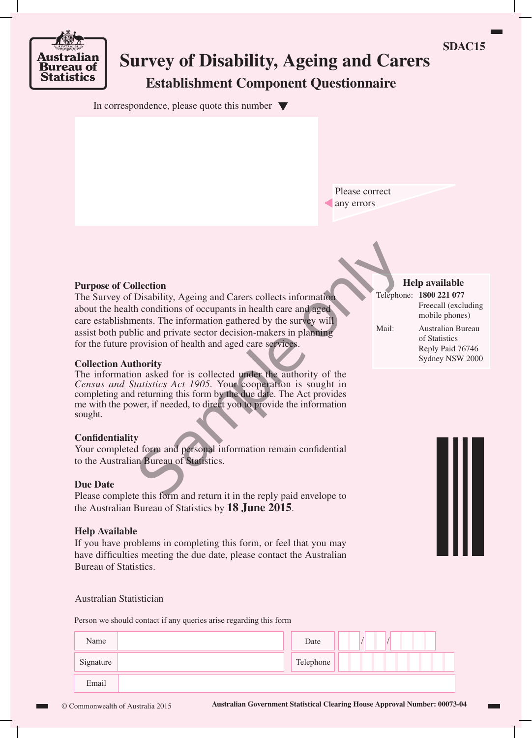Australian Bureau of Statistics

SDAC15

# Survey of Disability, Ageing and Carers

## Establishment Component Questionnaire

In correspondence, please quote this number ▼

Please correct any errors

Sample only

### Purpose of Collection

The Survey of Disability, Ageing and Carers collects information about the health conditions of occupants in health care and aged care establishments. The information gathered by the survey will assist both public and private sector decision-makers in planning for the future provision of health and aged care services.

### Collection Authority

The information asked for is collected under the authority of the *Census and Statistics Act 1905*. Your cooperation is sought in completing and returning this form by the due date. The Act provides me with the power, if needed, to direct you to provide the information sought.

### Confidentiality

Your completed form and personal information remain confidential to the Australian Bureau of Statistics.

### Due Date

Please complete this form and return it in the reply paid envelope to the Australian Bureau of Statistics by **18 June 2015**.

### Help Available

If you have problems in completing this form, or feel that you may have difficulties meeting the due date, please contact the Australian Bureau of Statistics.

Australian Statistician

**Help available**

| | |
|---|---|
| Telephone: | **1800 221 077** Freecall (excluding mobile phones) |
| Mail: | Australian Bureau of Statistics Reply Paid 76746 Sydney NSW 2000 |

Person we should contact if any queries arise regarding this form

| | | | |
|---|---|---|---|
| Name | | Date | / / |
| Signature | | Telephone | |
| Email | | | |

© Commonwealth of Australia 2015

**Australian Government Statistical Clearing House Approval Number: 00073-04**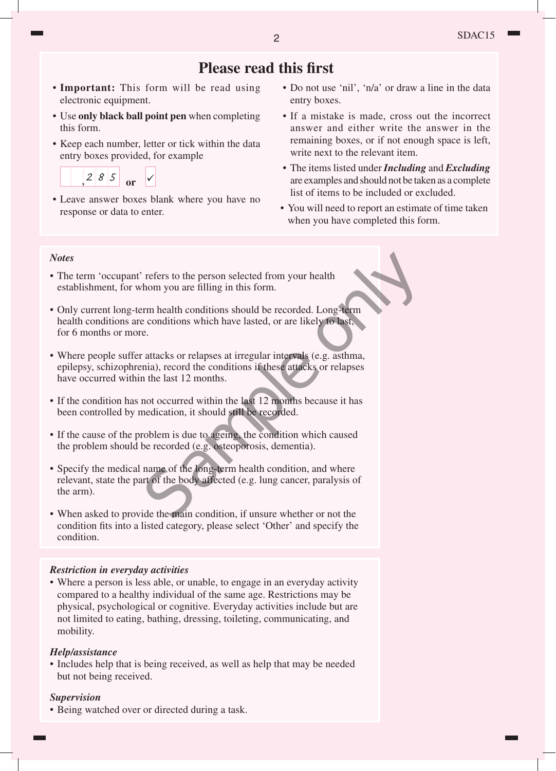## Please read this first

- **Important:** This form will be read using electronic equipment.
- Use **only black ball point pen** when completing this form.
- Keep each number, letter or tick within the data entry boxes provided, for example

  ,2 8 5 **or** ✓

- Leave answer boxes blank where you have no response or data to enter.
- Do not use 'nil', 'n/a' or draw a line in the data entry boxes.
- If a mistake is made, cross out the incorrect answer and either write the answer in the remaining boxes, or if not enough space is left, write next to the relevant item.
- The items listed under ***Including*** and ***Excluding*** are examples and should not be taken as a complete list of items to be included or excluded.
- You will need to report an estimate of time taken when you have completed this form.

### *Notes*

- The term 'occupant' refers to the person selected from your health establishment, for whom you are filling in this form.
- Only current long-term health conditions should be recorded. Long-term health conditions are conditions which have lasted, or are likely to last, for 6 months or more.
- Where people suffer attacks or relapses at irregular intervals (e.g. asthma, epilepsy, schizophrenia), record the conditions if these attacks or relapses have occurred within the last 12 months.
- If the condition has not occurred within the last 12 months because it has been controlled by medication, it should still be recorded.
- If the cause of the problem is due to ageing, the condition which caused the problem should be recorded (e.g. osteoporosis, dementia).
- Specify the medical name of the long-term health condition, and where relevant, state the part of the body affected (e.g. lung cancer, paralysis of the arm).
- When asked to provide the main condition, if unsure whether or not the condition fits into a listed category, please select 'Other' and specify the condition.

### *Restriction in everyday activities*

- Where a person is less able, or unable, to engage in an everyday activity compared to a healthy individual of the same age. Restrictions may be physical, psychological or cognitive. Everyday activities include but are not limited to eating, bathing, dressing, toileting, communicating, and mobility.

### *Help/assistance*

- Includes help that is being received, as well as help that may be needed but not being received.

### *Supervision*

- Being watched over or directed during a task.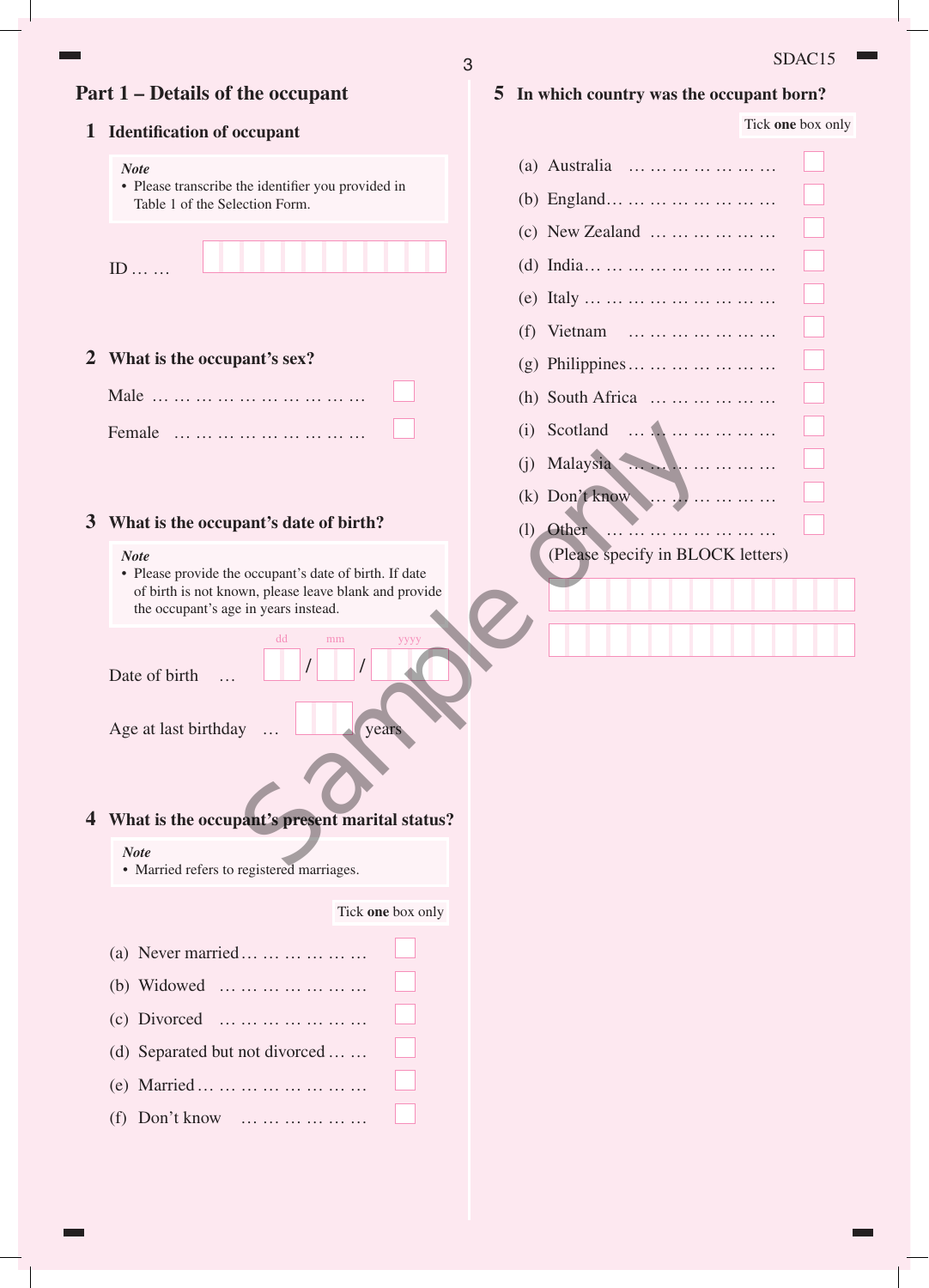## Part 1 – Details of the occupant

### 1 Identification of occupant

> ***Note***
> - Please transcribe the identifier you provided in Table 1 of the Selection Form.

ID … …

### 2 What is the occupant's sex?

- Male … … … … … … … … … …
- Female … … … … … … … … …

### 3 What is the occupant's date of birth?

> ***Note***
> - Please provide the occupant's date of birth. If date of birth is not known, please leave blank and provide the occupant's age in years instead.

Date of birth … dd / mm / yyyy

Age at last birthday … years

### 4 What is the occupant's present marital status?

> ***Note***
> - Married refers to registered marriages.

Tick **one** box only

- (a) Never married … … … … … …
- (b) Widowed … … … … … … …
- (c) Divorced … … … … … … …
- (d) Separated but not divorced … …
- (e) Married … … … … … … … …
- (f) Don't know … … … … … …

### 5 In which country was the occupant born?

Tick **one** box only

- (a) Australia … … … … … … …
- (b) England… … … … … … … …
- (c) New Zealand … … … … … …
- (d) India… … … … … … … … …
- (e) Italy … … … … … … … … …
- (f) Vietnam … … … … … … …
- (g) Philippines… … … … … … …
- (h) South Africa … … … … … …
- (i) Scotland … … … … … … …
- (j) Malaysia … … … … … … …
- (k) Don't know … … … … … …
- (l) Other … … … … … … … …
  (Please specify in BLOCK letters)

Sample only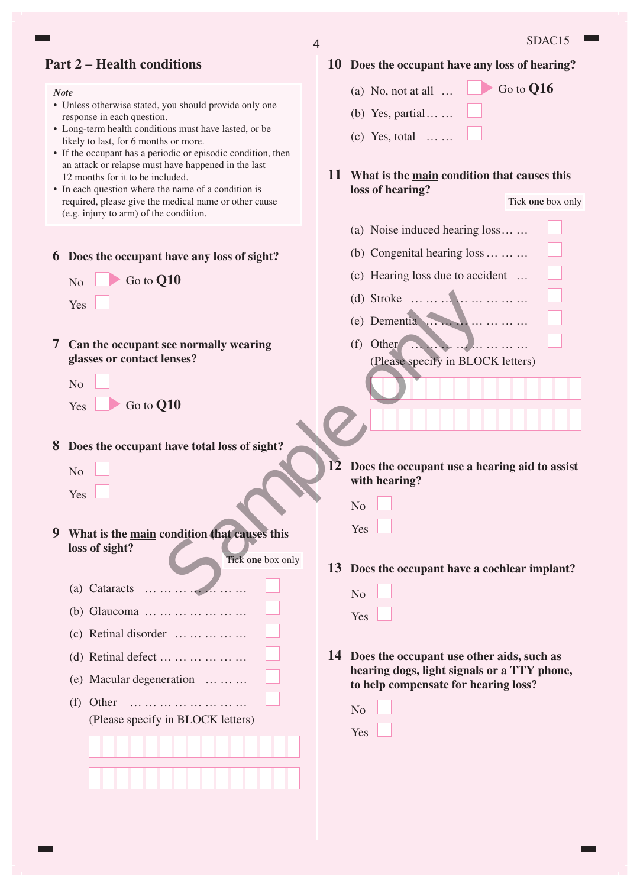## Part 2 – Health conditions

*Note*

- Unless otherwise stated, you should provide only one response in each question.
- Long-term health conditions must have lasted, or be likely to last, for 6 months or more.
- If the occupant has a periodic or episodic condition, then an attack or relapse must have happened in the last 12 months for it to be included.
- In each question where the name of a condition is required, please give the medical name or other cause (e.g. injury to arm) of the condition.

**6 Does the occupant have any loss of sight?**

No ☐ Go to **Q10**

Yes ☐

**7 Can the occupant see normally wearing glasses or contact lenses?**

No ☐

Yes ☐ Go to **Q10**

**8 Does the occupant have total loss of sight?**

No ☐

Yes ☐

**9 What is the main condition that causes this loss of sight?**

Tick **one** box only

(a) Cataracts … … … … … … … ☐

(b) Glaucoma … … … … … … … ☐

(c) Retinal disorder … … … … … ☐

(d) Retinal defect … … … … … … ☐

(e) Macular degeneration … … … ☐

(f) Other … … … … … … … … ☐
(Please specify in BLOCK letters)

**10 Does the occupant have any loss of hearing?**

(a) No, not at all … ☐ Go to **Q16**

(b) Yes, partial … … ☐

(c) Yes, total … … ☐

**11 What is the main condition that causes this loss of hearing?**

Tick **one** box only

(a) Noise induced hearing loss … … ☐

(b) Congenital hearing loss … … … ☐

(c) Hearing loss due to accident … ☐

(d) Stroke … … … … … … … … ☐

(e) Dementia … … … … … … … ☐

(f) Other … … … … … … … … ☐
(Please specify in BLOCK letters)

**12 Does the occupant use a hearing aid to assist with hearing?**

No ☐

Yes ☐

**13 Does the occupant have a cochlear implant?**

No ☐

Yes ☐

**14 Does the occupant use other aids, such as hearing dogs, light signals or a TTY phone, to help compensate for hearing loss?**

No ☐

Yes ☐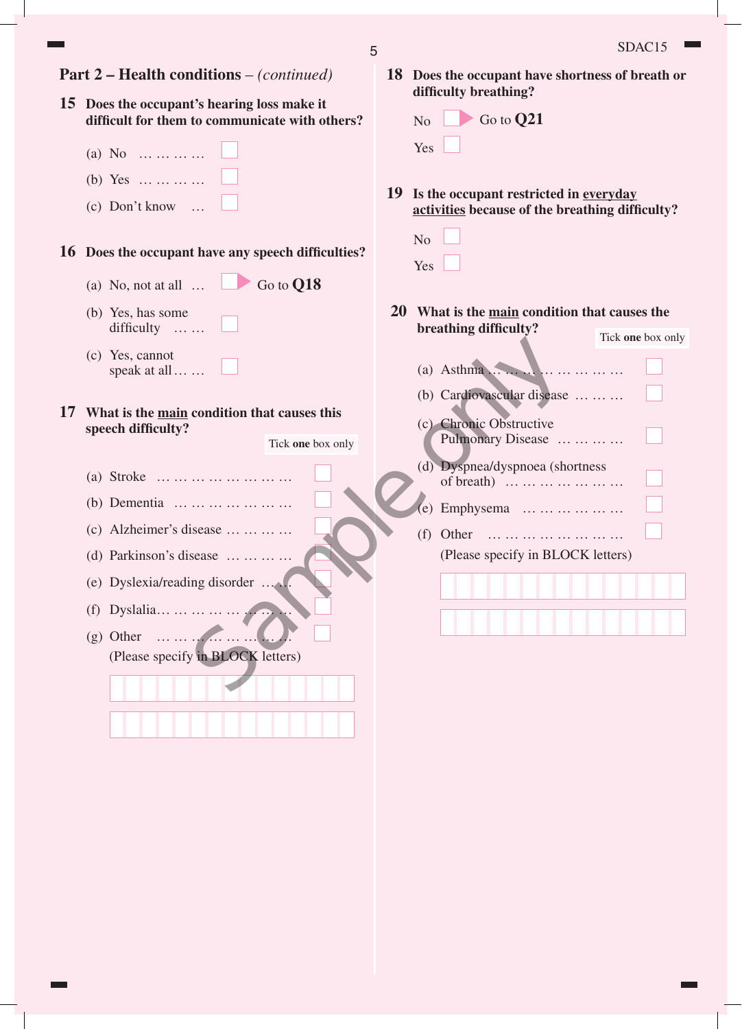## Part 2 – Health conditions – *(continued)*

**15 Does the occupant's hearing loss make it difficult for them to communicate with others?**

(a) No … … … … ☐

(b) Yes … … … … ☐

(c) Don't know … ☐

**16 Does the occupant have any speech difficulties?**

(a) No, not at all … ☐ Go to **Q18**

(b) Yes, has some difficulty … … ☐

(c) Yes, cannot speak at all … … ☐

**17 What is the <u>main</u> condition that causes this speech difficulty?**

Tick **one** box only

(a) Stroke … … … … … … … … ☐

(b) Dementia … … … … … … … ☐

(c) Alzheimer's disease … … … … ☐

(d) Parkinson's disease … … … … ☐

(e) Dyslexia/reading disorder … … ☐

(f) Dyslalia… … … … … … … … ☐

(g) Other … … … … … … … … ☐

(Please specify in BLOCK letters)

**18 Does the occupant have shortness of breath or difficulty breathing?**

No ☐ Go to **Q21**

Yes ☐

**19 Is the occupant restricted in <u>everyday activities</u> because of the breathing difficulty?**

No ☐

Yes ☐

**20 What is the <u>main</u> condition that causes the breathing difficulty?**

Tick **one** box only

(a) Asthma … … … … … … … … ☐

(b) Cardiovascular disease … … … ☐

(c) Chronic Obstructive Pulmonary Disease … … … … ☐

(d) Dyspnea/dyspnoea (shortness of breath) … … … … … … … ☐

(e) Emphysema … … … … … … ☐

(f) Other … … … … … … … … ☐

(Please specify in BLOCK letters)

Sample only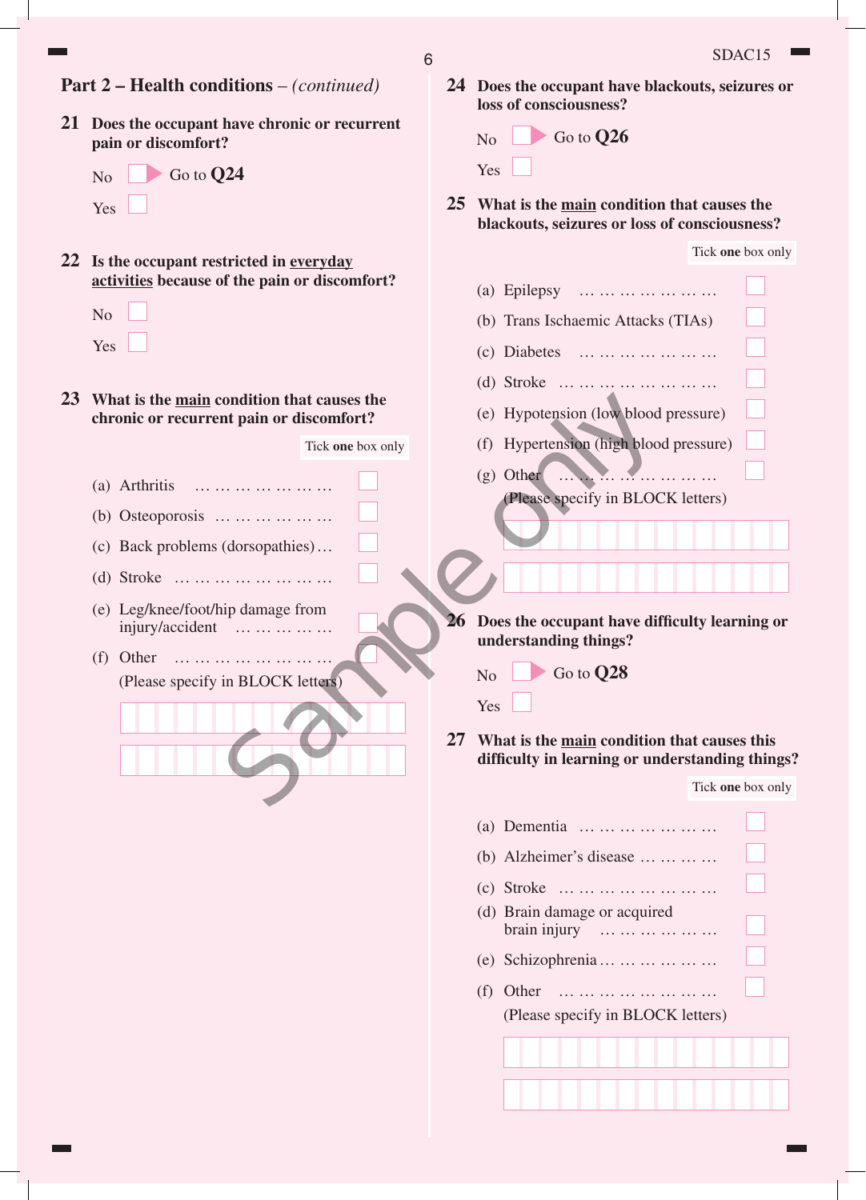## Part 2 – Health conditions – *(continued)*

**21 Does the occupant have chronic or recurrent pain or discomfort?**

No ☐ ▶ Go to **Q24**

Yes ☐

**22 Is the occupant restricted in everyday activities because of the pain or discomfort?**

No ☐

Yes ☐

**23 What is the main condition that causes the chronic or recurrent pain or discomfort?**

Tick **one** box only

(a) Arthritis … … … … … … … ☐

(b) Osteoporosis … … … … … … ☐

(c) Back problems (dorsopathies) … ☐

(d) Stroke … … … … … … … … ☐

(e) Leg/knee/foot/hip damage from injury/accident … … … … … ☐

(f) Other … … … … … … … … ☐

(Please specify in BLOCK letters)

____________________

____________________

**24 Does the occupant have blackouts, seizures or loss of consciousness?**

No ☐ ▶ Go to **Q26**

Yes ☐

**25 What is the main condition that causes the blackouts, seizures or loss of consciousness?**

Tick **one** box only

(a) Epilepsy … … … … … … … ☐

(b) Trans Ischaemic Attacks (TIAs) ☐

(c) Diabetes … … … … … … … ☐

(d) Stroke … … … … … … … … ☐

(e) Hypotension (low blood pressure) ☐

(f) Hypertension (high blood pressure) ☐

(g) Other … … … … … … … … ☐

(Please specify in BLOCK letters)

____________________

____________________

**26 Does the occupant have difficulty learning or understanding things?**

No ☐ ▶ Go to **Q28**

Yes ☐

**27 What is the main condition that causes this difficulty in learning or understanding things?**

Tick **one** box only

(a) Dementia … … … … … … … ☐

(b) Alzheimer's disease … … … … ☐

(c) Stroke … … … … … … … … ☐

(d) Brain damage or acquired brain injury … … … … … … ☐

(e) Schizophrenia … … … … … … ☐

(f) Other … … … … … … … … ☐

(Please specify in BLOCK letters)

____________________

____________________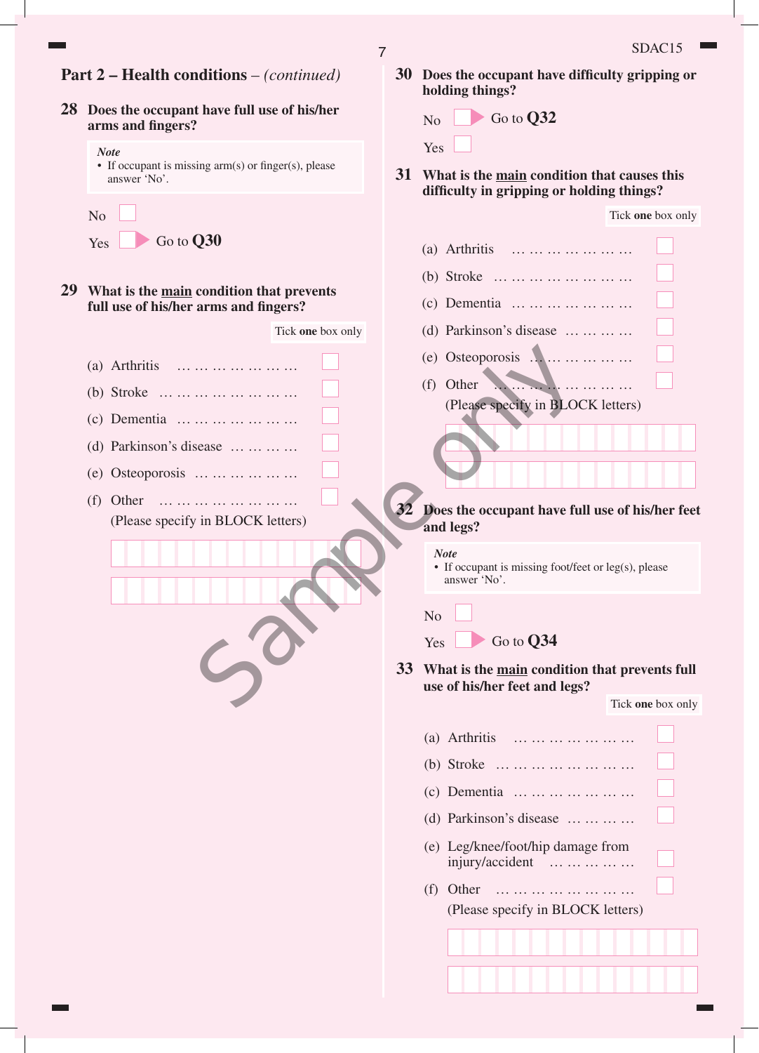## Part 2 – Health conditions – *(continued)*

**28 Does the occupant have full use of his/her arms and fingers?**

> ***Note***
> - If occupant is missing arm(s) or finger(s), please answer 'No'.

No ☐

Yes ☐ ➤ Go to **Q30**

**29 What is the <u>main</u> condition that prevents full use of his/her arms and fingers?**

Tick **one** box only

(a) Arthritis … … … … … … … ☐

(b) Stroke … … … … … … … … ☐

(c) Dementia … … … … … … … ☐

(d) Parkinson's disease … … … … ☐

(e) Osteoporosis … … … … … … ☐

(f) Other … … … … … … … … ☐
(Please specify in BLOCK letters)

______________________________

______________________________

**30 Does the occupant have difficulty gripping or holding things?**

No ☐ ➤ Go to **Q32**

Yes ☐

**31 What is the <u>main</u> condition that causes this difficulty in gripping or holding things?**

Tick **one** box only

(a) Arthritis … … … … … … … ☐

(b) Stroke … … … … … … … … ☐

(c) Dementia … … … … … … … ☐

(d) Parkinson's disease … … … … ☐

(e) Osteoporosis … … … … … … ☐

(f) Other … … … … … … … … ☐
(Please specify in BLOCK letters)

______________________________

______________________________

**32 Does the occupant have full use of his/her feet and legs?**

> ***Note***
> - If occupant is missing foot/feet or leg(s), please answer 'No'.

No ☐

Yes ☐ ➤ Go to **Q34**

**33 What is the <u>main</u> condition that prevents full use of his/her feet and legs?**

Tick **one** box only

(a) Arthritis … … … … … … … ☐

(b) Stroke … … … … … … … … ☐

(c) Dementia … … … … … … … ☐

(d) Parkinson's disease … … … … ☐

(e) Leg/knee/foot/hip damage from injury/accident … … … … … ☐

(f) Other … … … … … … … … ☐
(Please specify in BLOCK letters)

______________________________

______________________________

Sample only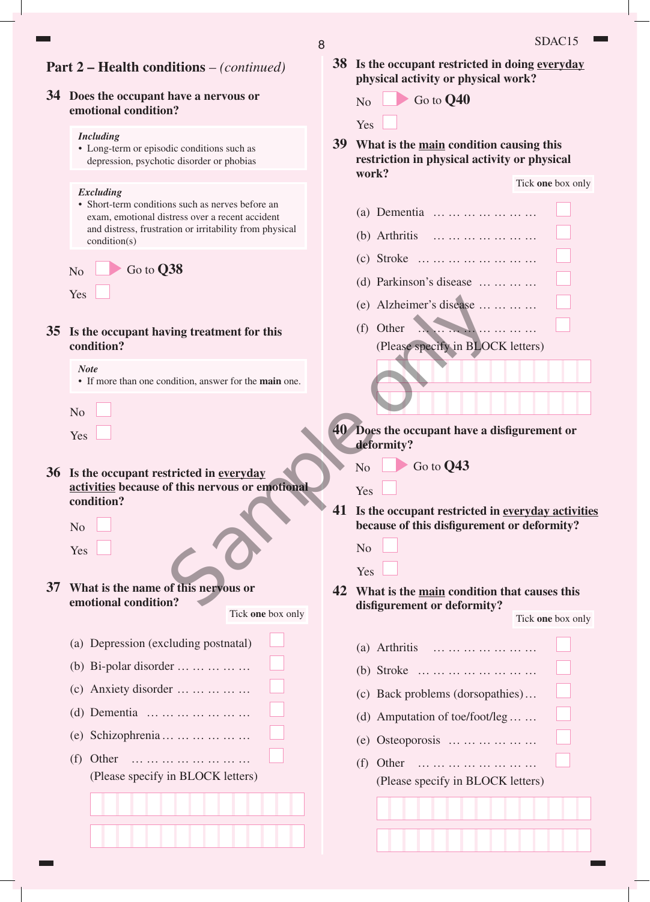## Part 2 – Health conditions – *(continued)*

**34 Does the occupant have a nervous or emotional condition?**

*Including*
- Long-term or episodic conditions such as depression, psychotic disorder or phobias

*Excluding*
- Short-term conditions such as nerves before an exam, emotional distress over a recent accident and distress, frustration or irritability from physical condition(s)

No ☐ Go to **Q38**

Yes ☐

**35 Is the occupant having treatment for this condition?**

*Note*
- If more than one condition, answer for the **main** one.

No ☐

Yes ☐

**36 Is the occupant restricted in <u>everyday activities</u> because of this nervous or emotional condition?**

No ☐

Yes ☐

**37 What is the name of this nervous or emotional condition?**

Tick **one** box only

(a) Depression (excluding postnatal) ☐

(b) Bi-polar disorder … … … … … ☐

(c) Anxiety disorder … … … … … ☐

(d) Dementia … … … … … … … ☐

(e) Schizophrenia … … … … … … ☐

(f) Other … … … … … … … … … ☐

(Please specify in BLOCK letters)

**38 Is the occupant restricted in doing <u>everyday</u> physical activity or physical work?**

No ☐ Go to **Q40**

Yes ☐

**39 What is the <u>main</u> condition causing this restriction in physical activity or physical work?**

Tick **one** box only

(a) Dementia … … … … … … … ☐

(b) Arthritis … … … … … … … ☐

(c) Stroke … … … … … … … … ☐

(d) Parkinson's disease … … … … ☐

(e) Alzheimer's disease … … … … ☐

(f) Other … … … … … … … … ☐

(Please specify in BLOCK letters)

**40 Does the occupant have a disfigurement or deformity?**

No ☐ Go to **Q43**

Yes ☐

**41 Is the occupant restricted in <u>everyday activities</u> because of this disfigurement or deformity?**

No ☐

Yes ☐

**42 What is the <u>main</u> condition that causes this disfigurement or deformity?**

Tick **one** box only

(a) Arthritis … … … … … … … ☐

(b) Stroke … … … … … … … … ☐

(c) Back problems (dorsopathies) … ☐

(d) Amputation of toe/foot/leg … … ☐

(e) Osteoporosis … … … … … … ☐

(f) Other … … … … … … … … ☐

(Please specify in BLOCK letters)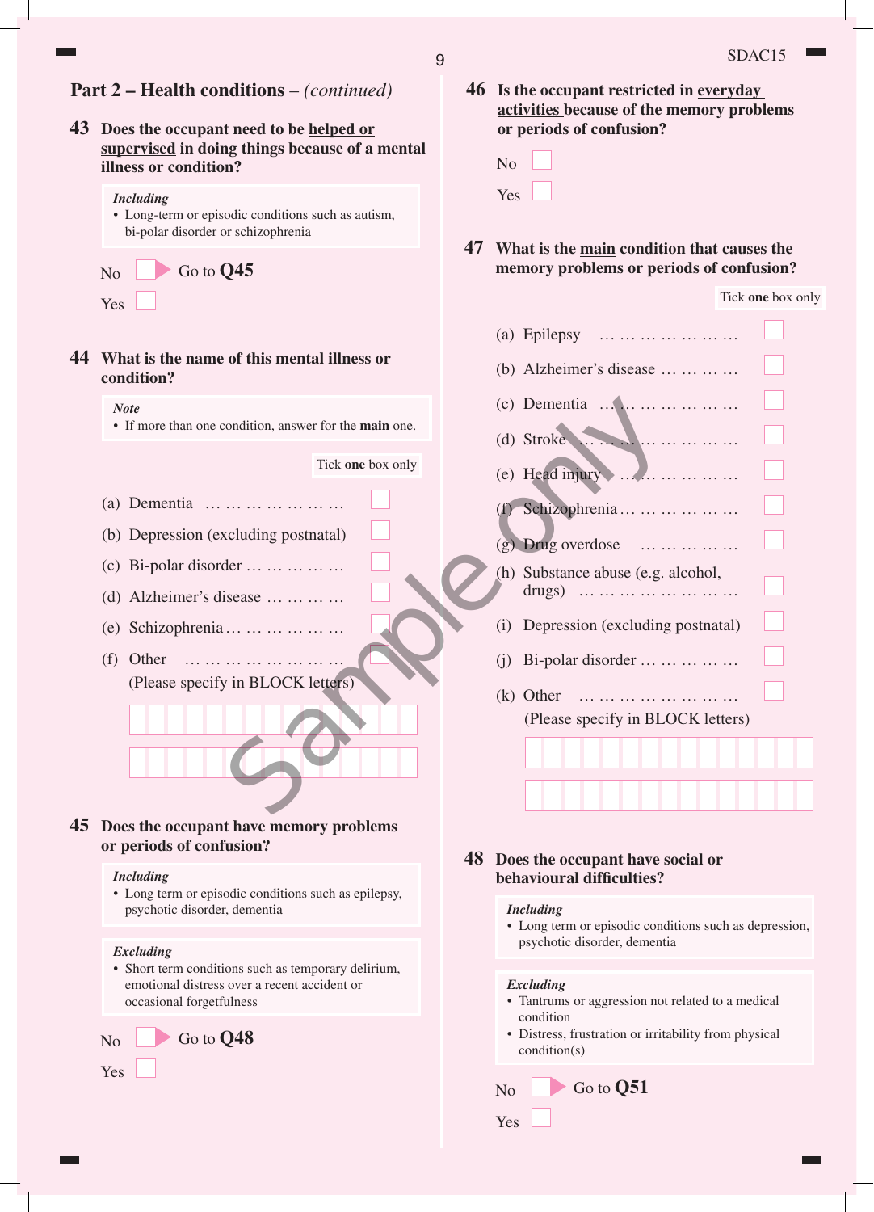## Part 2 – Health conditions – *(continued)*

**43 Does the occupant need to be helped or supervised in doing things because of a mental illness or condition?**

> ***Including***
> - Long-term or episodic conditions such as autism, bi-polar disorder or schizophrenia

- No ☐ ▶ Go to **Q45**
- Yes ☐

**44 What is the name of this mental illness or condition?**

> ***Note***
> - If more than one condition, answer for the **main** one.

Tick **one** box only

- (a) Dementia ☐
- (b) Depression (excluding postnatal) ☐
- (c) Bi-polar disorder ☐
- (d) Alzheimer's disease ☐
- (e) Schizophrenia ☐
- (f) Other ☐
  (Please specify in BLOCK letters)

**45 Does the occupant have memory problems or periods of confusion?**

> ***Including***
> - Long term or episodic conditions such as epilepsy, psychotic disorder, dementia

> ***Excluding***
> - Short term conditions such as temporary delirium, emotional distress over a recent accident or occasional forgetfulness

- No ☐ ▶ Go to **Q48**
- Yes ☐

**46 Is the occupant restricted in everyday activities because of the memory problems or periods of confusion?**

- No ☐
- Yes ☐

**47 What is the main condition that causes the memory problems or periods of confusion?**

Tick **one** box only

- (a) Epilepsy ☐
- (b) Alzheimer's disease ☐
- (c) Dementia ☐
- (d) Stroke ☐
- (e) Head injury ☐
- (f) Schizophrenia ☐
- (g) Drug overdose ☐
- (h) Substance abuse (e.g. alcohol, drugs) ☐
- (i) Depression (excluding postnatal) ☐
- (j) Bi-polar disorder ☐
- (k) Other ☐
  (Please specify in BLOCK letters)

**48 Does the occupant have social or behavioural difficulties?**

> ***Including***
> - Long term or episodic conditions such as depression, psychotic disorder, dementia

> ***Excluding***
> - Tantrums or aggression not related to a medical condition
> - Distress, frustration or irritability from physical condition(s)

- No ☐ ▶ Go to **Q51**
- Yes ☐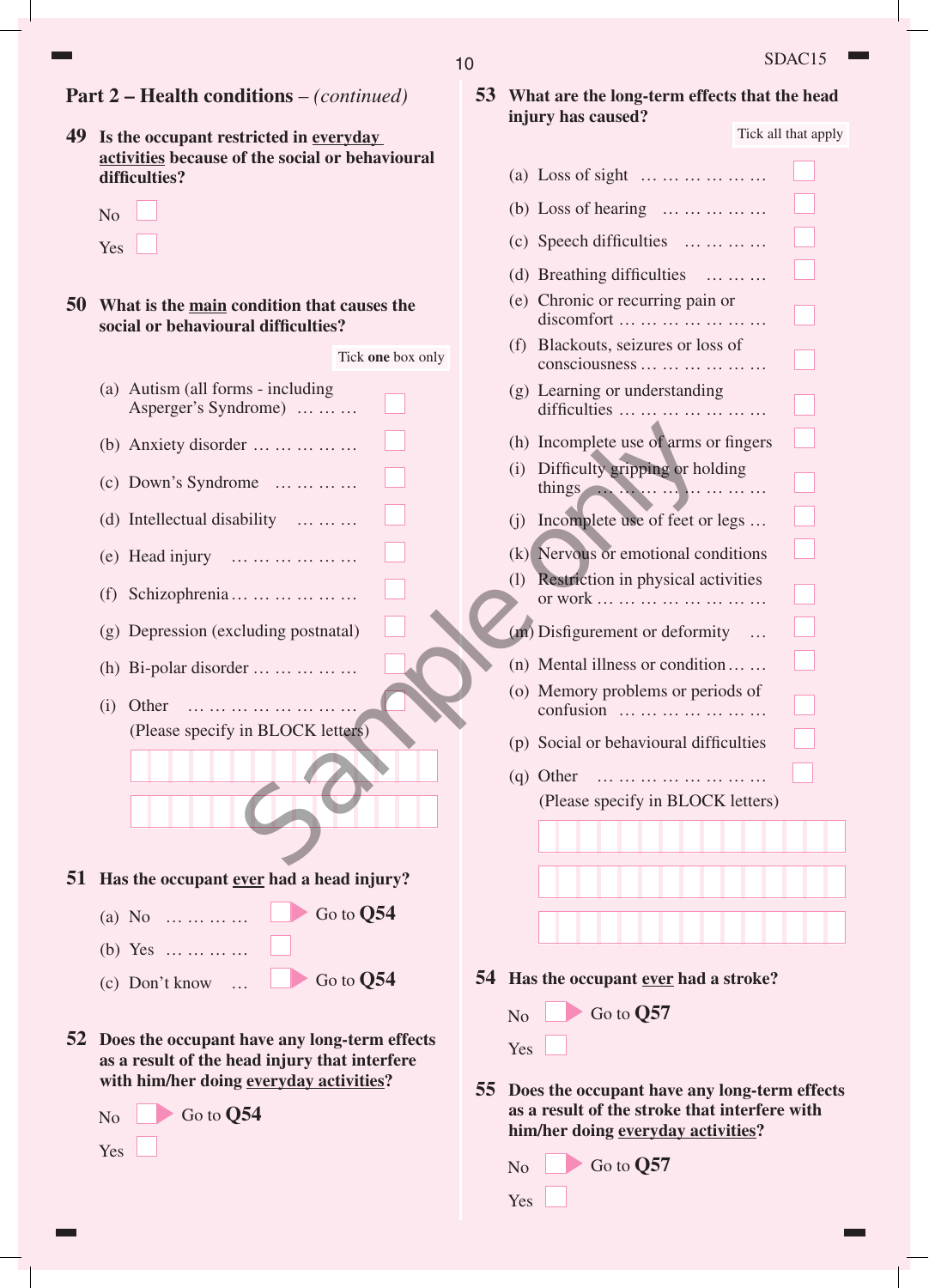## Part 2 – Health conditions – *(continued)*

**49 Is the occupant restricted in <u>everyday activities</u> because of the social or behavioural difficulties?**

- No ☐
- Yes ☐

**50 What is the <u>main</u> condition that causes the social or behavioural difficulties?**

Tick **one** box only

- (a) Autism (all forms - including Asperger's Syndrome) ☐
- (b) Anxiety disorder ☐
- (c) Down's Syndrome ☐
- (d) Intellectual disability ☐
- (e) Head injury ☐
- (f) Schizophrenia ☐
- (g) Depression (excluding postnatal) ☐
- (h) Bi-polar disorder ☐
- (i) Other ☐
  (Please specify in BLOCK letters)

**51 Has the occupant <u>ever</u> had a head injury?**

- (a) No ☐ Go to **Q54**
- (b) Yes ☐
- (c) Don't know ☐ Go to **Q54**

**52 Does the occupant have any long-term effects as a result of the head injury that interfere with him/her doing <u>everyday activities</u>?**

- No ☐ Go to **Q54**
- Yes ☐

**53 What are the long-term effects that the head injury has caused?**

Tick all that apply

- (a) Loss of sight ☐
- (b) Loss of hearing ☐
- (c) Speech difficulties ☐
- (d) Breathing difficulties ☐
- (e) Chronic or recurring pain or discomfort ☐
- (f) Blackouts, seizures or loss of consciousness ☐
- (g) Learning or understanding difficulties ☐
- (h) Incomplete use of arms or fingers ☐
- (i) Difficulty gripping or holding things ☐
- (j) Incomplete use of feet or legs ☐
- (k) Nervous or emotional conditions ☐
- (l) Restriction in physical activities or work ☐
- (m) Disfigurement or deformity ☐
- (n) Mental illness or condition ☐
- (o) Memory problems or periods of confusion ☐
- (p) Social or behavioural difficulties ☐
- (q) Other ☐
  (Please specify in BLOCK letters)

**54 Has the occupant <u>ever</u> had a stroke?**

- No ☐ Go to **Q57**
- Yes ☐

**55 Does the occupant have any long-term effects as a result of the stroke that interfere with him/her doing <u>everyday activities</u>?**

- No ☐ Go to **Q57**
- Yes ☐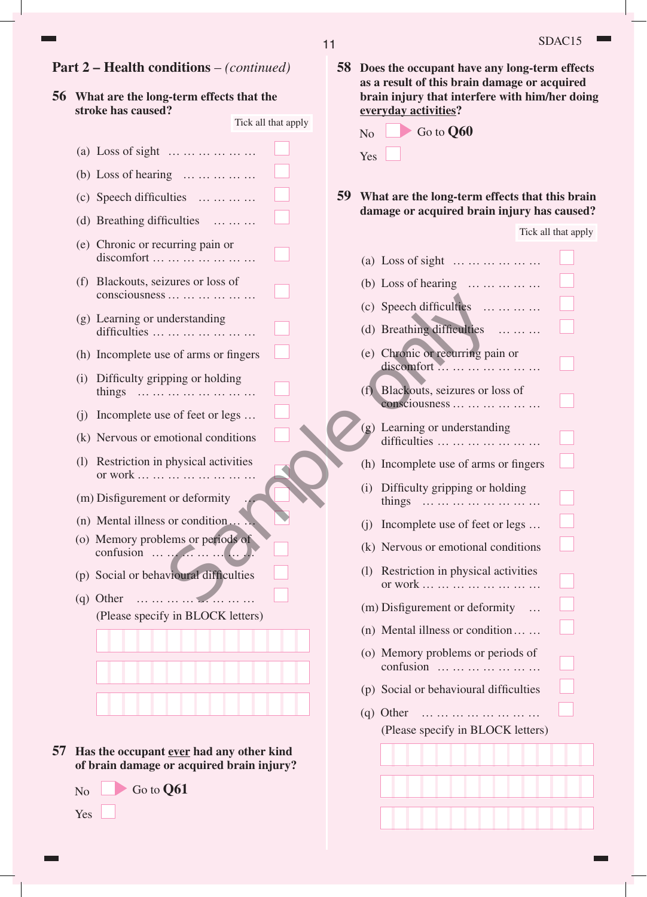## Part 2 – Health conditions – *(continued)*

**56 What are the long-term effects that the stroke has caused?**

Tick all that apply

- (a) Loss of sight ☐
- (b) Loss of hearing ☐
- (c) Speech difficulties ☐
- (d) Breathing difficulties ☐
- (e) Chronic or recurring pain or discomfort ☐
- (f) Blackouts, seizures or loss of consciousness ☐
- (g) Learning or understanding difficulties ☐
- (h) Incomplete use of arms or fingers ☐
- (i) Difficulty gripping or holding things ☐
- (j) Incomplete use of feet or legs ☐
- (k) Nervous or emotional conditions ☐
- (l) Restriction in physical activities or work ☐
- (m) Disfigurement or deformity ☐
- (n) Mental illness or condition ☐
- (o) Memory problems or periods of confusion ☐
- (p) Social or behavioural difficulties ☐
- (q) Other ☐
  (Please specify in BLOCK letters)

**57 Has the occupant ever had any other kind of brain damage or acquired brain injury?**

No ☐ Go to **Q61**

Yes ☐

**58 Does the occupant have any long-term effects as a result of this brain damage or acquired brain injury that interfere with him/her doing everyday activities?**

No ☐ Go to **Q60**

Yes ☐

**59 What are the long-term effects that this brain damage or acquired brain injury has caused?**

Tick all that apply

- (a) Loss of sight ☐
- (b) Loss of hearing ☐
- (c) Speech difficulties ☐
- (d) Breathing difficulties ☐
- (e) Chronic or recurring pain or discomfort ☐
- (f) Blackouts, seizures or loss of consciousness ☐
- (g) Learning or understanding difficulties ☐
- (h) Incomplete use of arms or fingers ☐
- (i) Difficulty gripping or holding things ☐
- (j) Incomplete use of feet or legs ☐
- (k) Nervous or emotional conditions ☐
- (l) Restriction in physical activities or work ☐
- (m) Disfigurement or deformity ☐
- (n) Mental illness or condition ☐
- (o) Memory problems or periods of confusion ☐
- (p) Social or behavioural difficulties ☐
- (q) Other ☐
  (Please specify in BLOCK letters)

Sample only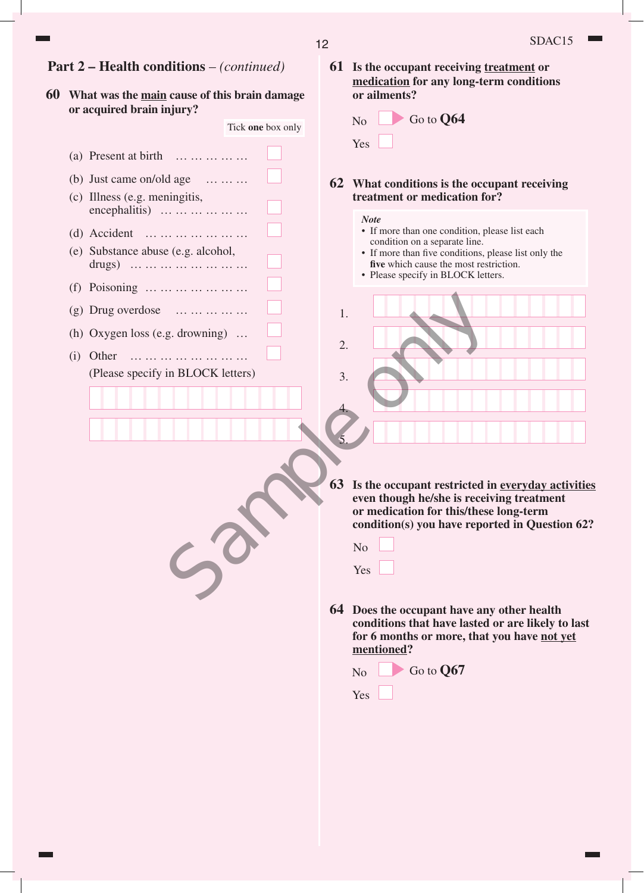## Part 2 – Health conditions – *(continued)*

**60 What was the main cause of this brain damage or acquired brain injury?**

Tick **one** box only

- (a) Present at birth ☐
- (b) Just came on/old age ☐
- (c) Illness (e.g. meningitis, encephalitis) ☐
- (d) Accident ☐
- (e) Substance abuse (e.g. alcohol, drugs) ☐
- (f) Poisoning ☐
- (g) Drug overdose ☐
- (h) Oxygen loss (e.g. drowning) ☐
- (i) Other ☐
  (Please specify in BLOCK letters)

______________________________

______________________________

**61 Is the occupant receiving treatment or medication for any long-term conditions or ailments?**

- No ☐ ▶ Go to **Q64**
- Yes ☐

**62 What conditions is the occupant receiving treatment or medication for?**

*Note*
- If more than one condition, please list each condition on a separate line.
- If more than five conditions, please list only the **five** which cause the most restriction.
- Please specify in BLOCK letters.

1. ______________________________
2. ______________________________
3. ______________________________
4. ______________________________
5. ______________________________

**63 Is the occupant restricted in everyday activities even though he/she is receiving treatment or medication for this/these long-term condition(s) you have reported in Question 62?**

- No ☐
- Yes ☐

**64 Does the occupant have any other health conditions that have lasted or are likely to last for 6 months or more, that you have not yet mentioned?**

- No ☐ ▶ Go to **Q67**
- Yes ☐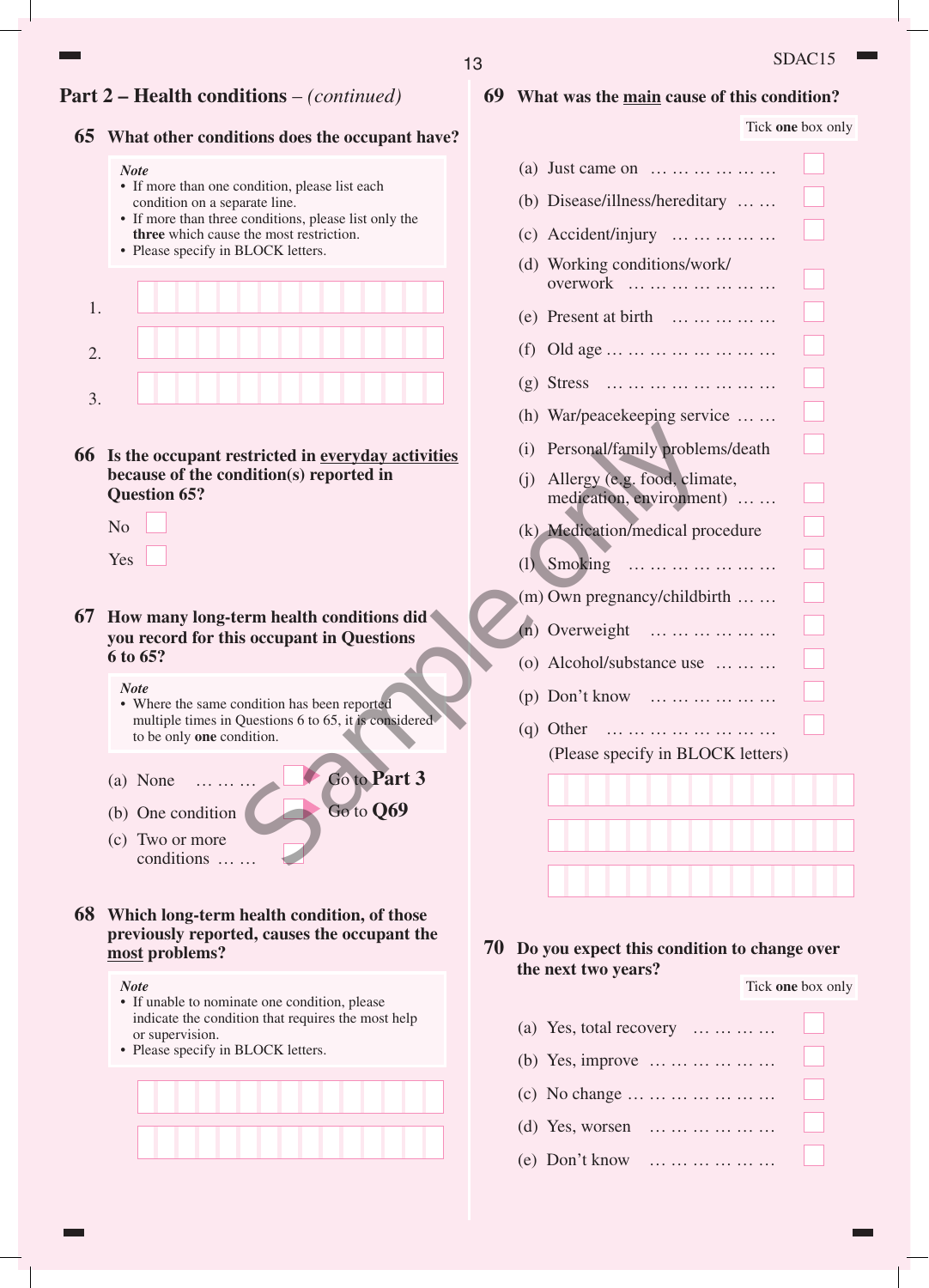## Part 2 – Health conditions – *(continued)*

**65 What other conditions does the occupant have?**

*Note*
- If more than one condition, please list each condition on a separate line.
- If more than three conditions, please list only the **three** which cause the most restriction.
- Please specify in BLOCK letters.

1. ☐☐☐☐☐☐☐☐☐☐☐☐☐☐☐

2. ☐☐☐☐☐☐☐☐☐☐☐☐☐☐☐

3. ☐☐☐☐☐☐☐☐☐☐☐☐☐☐☐

**66 Is the occupant restricted in <u>everyday activities</u> because of the condition(s) reported in Question 65?**

No ☐

Yes ☐

**67 How many long-term health conditions did you record for this occupant in Questions 6 to 65?**

*Note*
- Where the same condition has been reported multiple times in Questions 6 to 65, it is considered to be only **one** condition.

(a) None … … … ☐ ▶ Go to **Part 3**

(b) One condition ☐ ▶ Go to **Q69**

(c) Two or more conditions … … ☐

**68 Which long-term health condition, of those previously reported, causes the occupant the <u>most</u> problems?**

*Note*
- If unable to nominate one condition, please indicate the condition that requires the most help or supervision.
- Please specify in BLOCK letters.

☐☐☐☐☐☐☐☐☐☐☐☐☐☐☐

☐☐☐☐☐☐☐☐☐☐☐☐☐☐☐

**69 What was the <u>main</u> cause of this condition?**

Tick **one** box only

(a) Just came on … … … … … … ☐

(b) Disease/illness/hereditary … … ☐

(c) Accident/injury … … … … … ☐

(d) Working conditions/work/overwork … … … … … … … ☐

(e) Present at birth … … … … … ☐

(f) Old age … … … … … … … … ☐

(g) Stress … … … … … … … … ☐

(h) War/peacekeeping service … … ☐

(i) Personal/family problems/death ☐

(j) Allergy (e.g. food, climate, medication, environment) … … ☐

(k) Medication/medical procedure ☐

(l) Smoking … … … … … … … ☐

(m) Own pregnancy/childbirth … … ☐

(n) Overweight … … … … … … ☐

(o) Alcohol/substance use … … … ☐

(p) Don't know … … … … … … ☐

(q) Other … … … … … … … … ☐
(Please specify in BLOCK letters)

☐☐☐☐☐☐☐☐☐☐☐☐☐☐☐

☐☐☐☐☐☐☐☐☐☐☐☐☐☐☐

☐☐☐☐☐☐☐☐☐☐☐☐☐☐☐

**70 Do you expect this condition to change over the next two years?**

Tick **one** box only

(a) Yes, total recovery … … … … ☐

(b) Yes, improve … … … … … … ☐

(c) No change … … … … … … … ☐

(d) Yes, worsen … … … … … … ☐

(e) Don't know … … … … … … ☐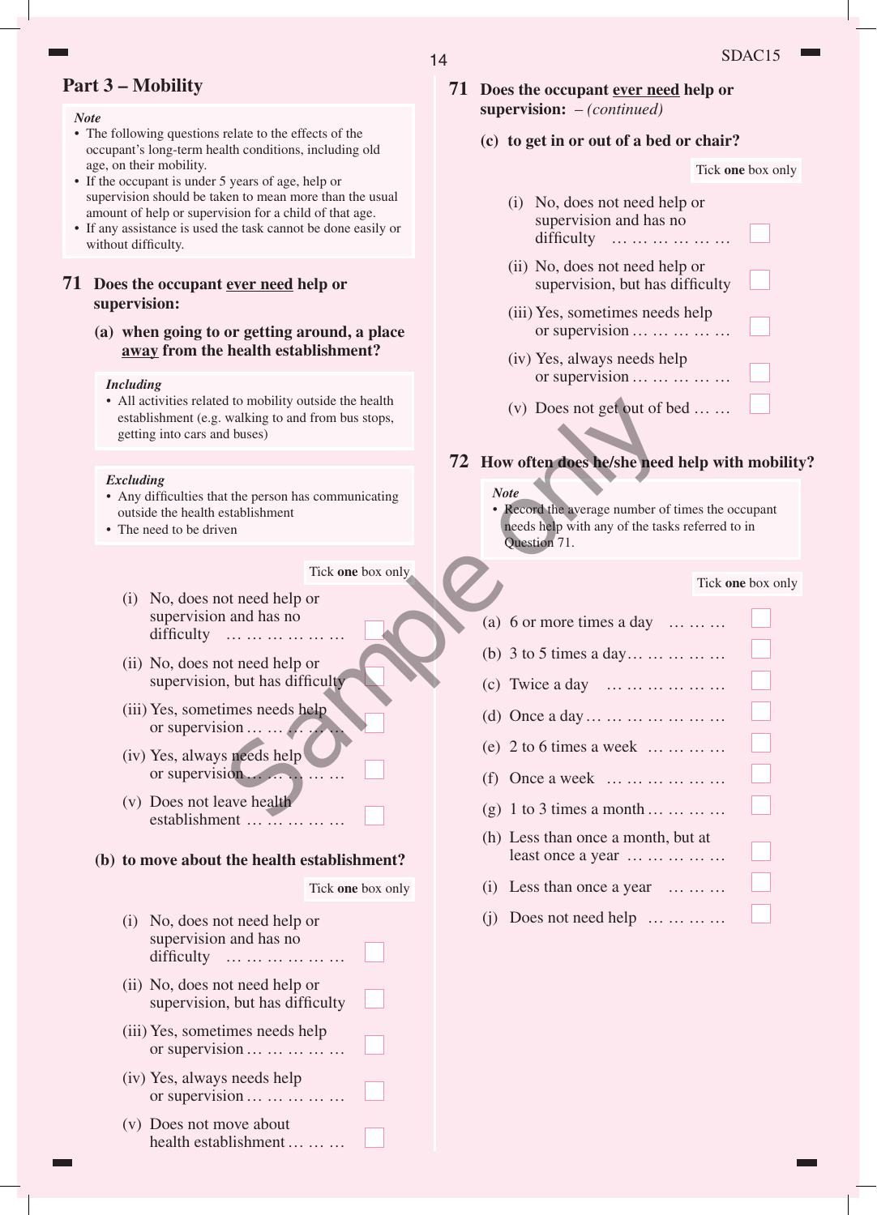## Part 3 – Mobility

*Note*
- The following questions relate to the effects of the occupant's long-term health conditions, including old age, on their mobility.
- If the occupant is under 5 years of age, help or supervision should be taken to mean more than the usual amount of help or supervision for a child of that age.
- If any assistance is used the task cannot be done easily or without difficulty.

**71 Does the occupant <u>ever need</u> help or supervision:**

**(a) when going to or getting around, a place <u>away</u> from the health establishment?**

*Including*
- All activities related to mobility outside the health establishment (e.g. walking to and from bus stops, getting into cars and buses)

*Excluding*
- Any difficulties that the person has communicating outside the health establishment
- The need to be driven

Tick **one** box only

- (i) No, does not need help or supervision and has no difficulty … … … … … … ☐
- (ii) No, does not need help or supervision, but has difficulty ☐
- (iii) Yes, sometimes needs help or supervision … … … … … ☐
- (iv) Yes, always needs help or supervision … … … … … ☐
- (v) Does not leave health establishment … … … … … ☐

**(b) to move about the health establishment?**

Tick **one** box only

- (i) No, does not need help or supervision and has no difficulty … … … … … … ☐
- (ii) No, does not need help or supervision, but has difficulty ☐
- (iii) Yes, sometimes needs help or supervision … … … … … ☐
- (iv) Yes, always needs help or supervision … … … … … ☐
- (v) Does not move about health establishment … … … ☐

**71 Does the occupant <u>ever need</u> help or supervision:** – *(continued)*

**(c) to get in or out of a bed or chair?**

Tick **one** box only

- (i) No, does not need help or supervision and has no difficulty … … … … … … ☐
- (ii) No, does not need help or supervision, but has difficulty ☐
- (iii) Yes, sometimes needs help or supervision … … … … … ☐
- (iv) Yes, always needs help or supervision … … … … … ☐
- (v) Does not get out of bed … … ☐

**72 How often does he/she need help with mobility?**

*Note*
- Record the average number of times the occupant needs help with any of the tasks referred to in Question 71.

Tick **one** box only

- (a) 6 or more times a day … … … ☐
- (b) 3 to 5 times a day… … … … … ☐
- (c) Twice a day … … … … … … ☐
- (d) Once a day … … … … … … … ☐
- (e) 2 to 6 times a week … … … … ☐
- (f) Once a week … … … … … … ☐
- (g) 1 to 3 times a month … … … … ☐
- (h) Less than once a month, but at least once a year … … … … … ☐
- (i) Less than once a year … … … ☐
- (j) Does not need help … … … … ☐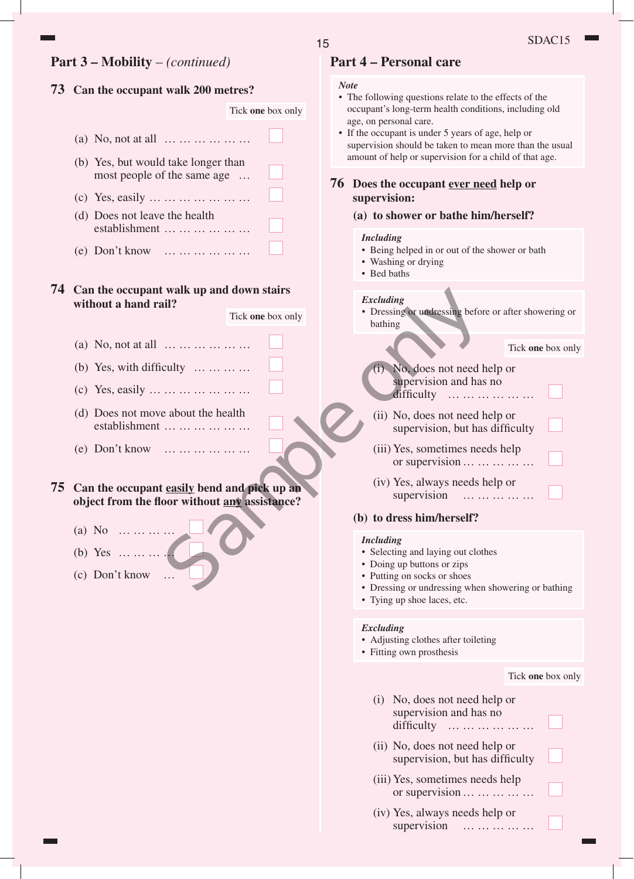## Part 3 – Mobility – *(continued)*

**73 Can the occupant walk 200 metres?**

Tick **one** box only

- (a) No, not at all … … … … … … ☐
- (b) Yes, but would take longer than most people of the same age … ☐
- (c) Yes, easily … … … … … … … ☐
- (d) Does not leave the health establishment … … … … … … ☐
- (e) Don't know … … … … … … ☐

**74 Can the occupant walk up and down stairs without a hand rail?**

Tick **one** box only

- (a) No, not at all … … … … … … ☐
- (b) Yes, with difficulty … … … … ☐
- (c) Yes, easily … … … … … … … ☐
- (d) Does not move about the health establishment … … … … … … ☐
- (e) Don't know … … … … … … ☐

**75 Can the occupant <u>easily</u> bend and pick up an object from the floor without <u>any</u> assistance?**

- (a) No … … … … ☐
- (b) Yes … … … … ☐
- (c) Don't know … ☐

## Part 4 – Personal care

*Note*
- The following questions relate to the effects of the occupant's long-term health conditions, including old age, on personal care.
- If the occupant is under 5 years of age, help or supervision should be taken to mean more than the usual amount of help or supervision for a child of that age.

**76 Does the occupant <u>ever need</u> help or supervision:**

**(a) to shower or bathe him/herself?**

*Including*
- Being helped in or out of the shower or bath
- Washing or drying
- Bed baths

*Excluding*
- Dressing or undressing before or after showering or bathing

Tick **one** box only

- (i) No, does not need help or supervision and has no difficulty … … … … … … ☐
- (ii) No, does not need help or supervision, but has difficulty ☐
- (iii) Yes, sometimes needs help or supervision … … … … … ☐
- (iv) Yes, always needs help or supervision … … … … … ☐

**(b) to dress him/herself?**

*Including*
- Selecting and laying out clothes
- Doing up buttons or zips
- Putting on socks or shoes
- Dressing or undressing when showering or bathing
- Tying up shoe laces, etc.

*Excluding*
- Adjusting clothes after toileting
- Fitting own prosthesis

Tick **one** box only

- (i) No, does not need help or supervision and has no difficulty … … … … … … ☐
- (ii) No, does not need help or supervision, but has difficulty ☐
- (iii) Yes, sometimes needs help or supervision … … … … … ☐
- (iv) Yes, always needs help or supervision … … … … … ☐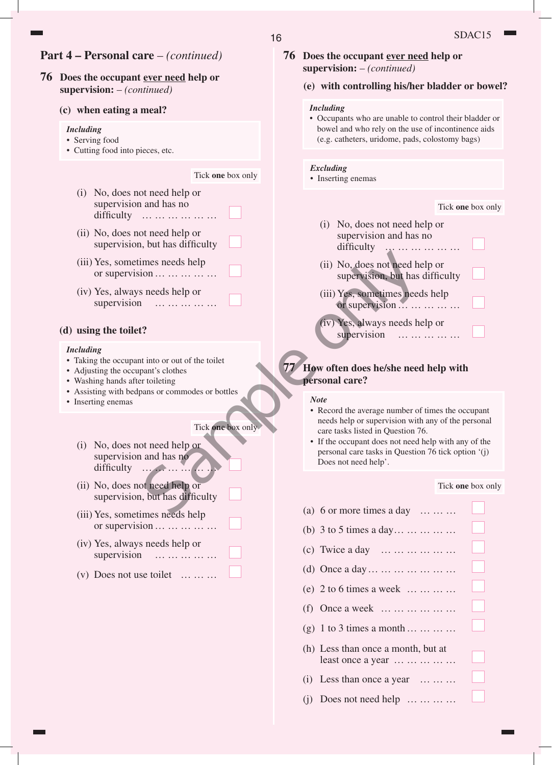## Part 4 – Personal care – *(continued)*

**76 Does the occupant ever need help or supervision:** – *(continued)*

**(c) when eating a meal?**

***Including***
- Serving food
- Cutting food into pieces, etc.

Tick **one** box only

(i) No, does not need help or supervision and has no difficulty … … … … … …

(ii) No, does not need help or supervision, but has difficulty

(iii) Yes, sometimes needs help or supervision … … … … …

(iv) Yes, always needs help or supervision … … … … …

**(d) using the toilet?**

***Including***
- Taking the occupant into or out of the toilet
- Adjusting the occupant's clothes
- Washing hands after toileting
- Assisting with bedpans or commodes or bottles
- Inserting enemas

Tick **one** box only

(i) No, does not need help or supervision and has no difficulty … … … … … …

(ii) No, does not need help or supervision, but has difficulty

(iii) Yes, sometimes needs help or supervision … … … … …

(iv) Yes, always needs help or supervision … … … … …

(v) Does not use toilet … … …

**76 Does the occupant ever need help or supervision:** – *(continued)*

**(e) with controlling his/her bladder or bowel?**

***Including***
- Occupants who are unable to control their bladder or bowel and who rely on the use of incontinence aids (e.g. catheters, uridome, pads, colostomy bags)

***Excluding***
- Inserting enemas

Tick **one** box only

(i) No, does not need help or supervision and has no difficulty … … … … … …

(ii) No, does not need help or supervision, but has difficulty

(iii) Yes, sometimes needs help or supervision … … … … …

(iv) Yes, always needs help or supervision … … … … …

**77 How often does he/she need help with personal care?**

***Note***
- Record the average number of times the occupant needs help or supervision with any of the personal care tasks listed in Question 76.
- If the occupant does not need help with any of the personal care tasks in Question 76 tick option '(j) Does not need help'.

Tick **one** box only

(a) 6 or more times a day … … …

(b) 3 to 5 times a day… … … … …

(c) Twice a day … … … … … …

(d) Once a day … … … … … … …

(e) 2 to 6 times a week … … … …

(f) Once a week … … … … … …

(g) 1 to 3 times a month … … … …

(h) Less than once a month, but at least once a year … … … … …

(i) Less than once a year … … …

(j) Does not need help … … … …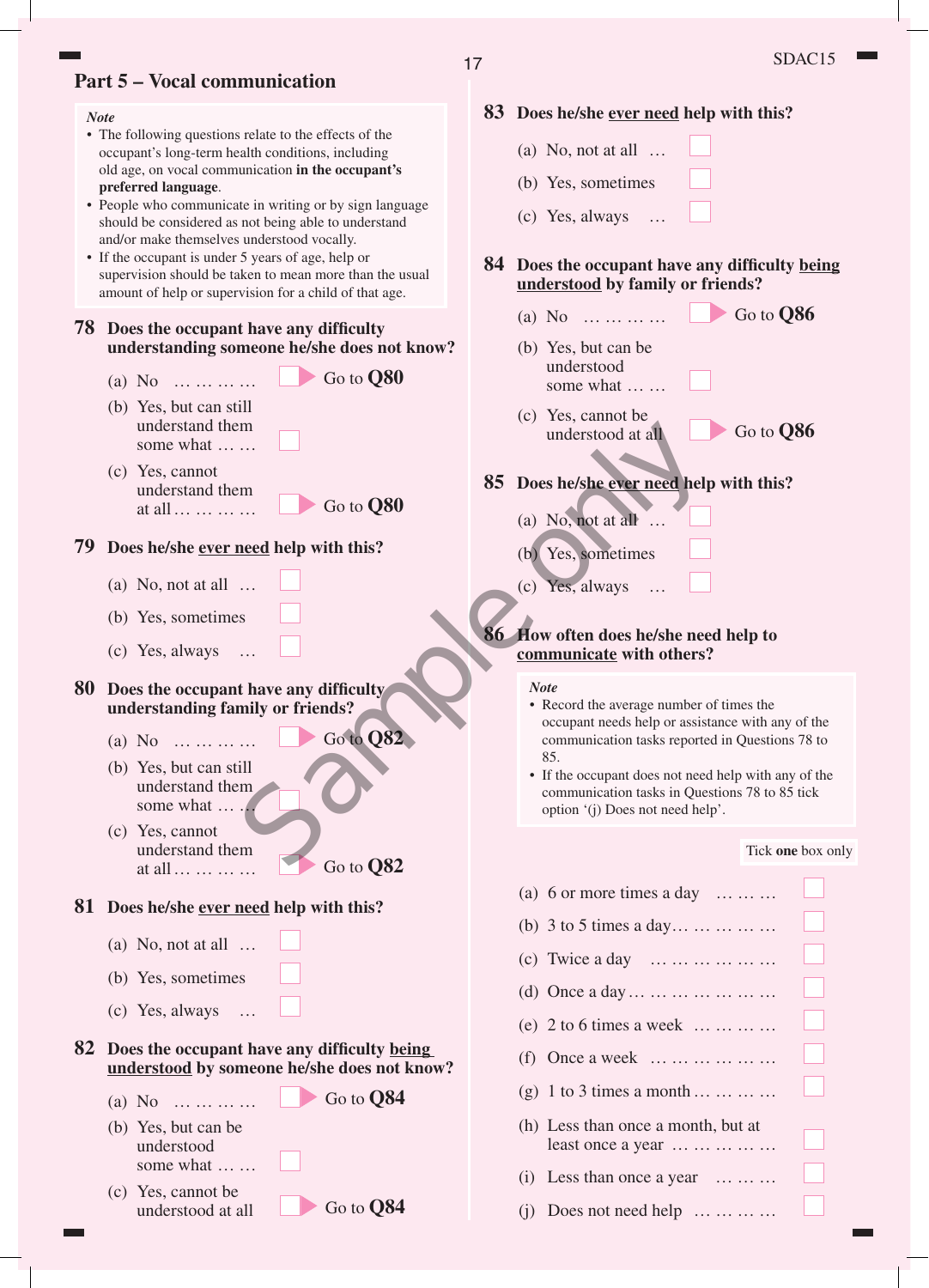## Part 5 – Vocal communication

***Note***

- The following questions relate to the effects of the occupant's long-term health conditions, including old age, on vocal communication **in the occupant's preferred language**.
- People who communicate in writing or by sign language should be considered as not being able to understand and/or make themselves understood vocally.
- If the occupant is under 5 years of age, help or supervision should be taken to mean more than the usual amount of help or supervision for a child of that age.

**78 Does the occupant have any difficulty understanding someone he/she does not know?**

(a) No ……… ☐ Go to **Q80**

(b) Yes, but can still understand them some what …… ☐

(c) Yes, cannot understand them at all ……… ☐ Go to **Q80**

**79 Does he/she ever need help with this?**

(a) No, not at all … ☐

(b) Yes, sometimes ☐

(c) Yes, always … ☐

**80 Does the occupant have any difficulty understanding family or friends?**

(a) No ……… ☐ Go to **Q82**

(b) Yes, but can still understand them some what …… ☐

(c) Yes, cannot understand them at all ……… ☐ Go to **Q82**

**81 Does he/she ever need help with this?**

(a) No, not at all … ☐

(b) Yes, sometimes ☐

(c) Yes, always … ☐

**82 Does the occupant have any difficulty being understood by someone he/she does not know?**

(a) No ……… ☐ Go to **Q84**

(b) Yes, but can be understood some what …… ☐

(c) Yes, cannot be understood at all ☐ Go to **Q84**

**83 Does he/she ever need help with this?**

(a) No, not at all … ☐

(b) Yes, sometimes ☐

(c) Yes, always … ☐

**84 Does the occupant have any difficulty being understood by family or friends?**

(a) No ……… ☐ Go to **Q86**

(b) Yes, but can be understood some what …… ☐

(c) Yes, cannot be understood at all ☐ Go to **Q86**

**85 Does he/she ever need help with this?**

(a) No, not at all … ☐

(b) Yes, sometimes ☐

(c) Yes, always … ☐

**86 How often does he/she need help to communicate with others?**

***Note***

- Record the average number of times the occupant needs help or assistance with any of the communication tasks reported in Questions 78 to 85.
- If the occupant does not need help with any of the communication tasks in Questions 78 to 85 tick option '(j) Does not need help'.

Tick **one** box only

(a) 6 or more times a day ……… ☐

(b) 3 to 5 times a day…………… ☐

(c) Twice a day ……………… ☐

(d) Once a day………………… ☐

(e) 2 to 6 times a week ………… ☐

(f) Once a week ……………… ☐

(g) 1 to 3 times a month………… ☐

(h) Less than once a month, but at least once a year ……………… ☐

(i) Less than once a year ……… ☐

(j) Does not need help ………… ☐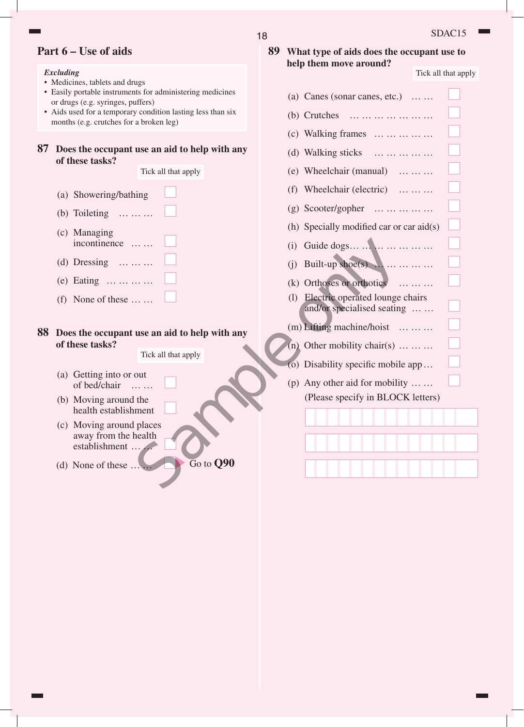## Part 6 – Use of aids

***Excluding***
- Medicines, tablets and drugs
- Easily portable instruments for administering medicines or drugs (e.g. syringes, puffers)
- Aids used for a temporary condition lasting less than six months (e.g. crutches for a broken leg)

**87 Does the occupant use an aid to help with any of these tasks?**

Tick all that apply

(a) Showering/bathing ☐

(b) Toileting … … … ☐

(c) Managing incontinence … … ☐

(d) Dressing … … … ☐

(e) Eating … … … … ☐

(f) None of these … … ☐

**88 Does the occupant use an aid to help with any of these tasks?**

Tick all that apply

(a) Getting into or out of bed/chair … … ☐

(b) Moving around the health establishment ☐

(c) Moving around places away from the health establishment … … ☐

(d) None of these … … ☐ ➤ Go to **Q90**

**89 What type of aids does the occupant use to help them move around?**

Tick all that apply

(a) Canes (sonar canes, etc.) … … ☐

(b) Crutches … … … … … … … ☐

(c) Walking frames … … … … … ☐

(d) Walking sticks … … … … … ☐

(e) Wheelchair (manual) … … … ☐

(f) Wheelchair (electric) … … … ☐

(g) Scooter/gopher … … … … … ☐

(h) Specially modified car or car aid(s) ☐

(i) Guide dogs… … … … … … … ☐

(j) Built-up shoe(s) … … … … … ☐

(k) Orthoses or orthotics … … … ☐

(l) Electric operated lounge chairs and/or specialised seating … … ☐

(m) Lifting machine/hoist … … … ☐

(n) Other mobility chair(s) … … … ☐

(o) Disability specific mobile app … ☐

(p) Any other aid for mobility … … ☐

(Please specify in BLOCK letters)

☐☐☐☐☐☐☐☐☐☐☐☐☐☐

☐☐☐☐☐☐☐☐☐☐☐☐☐☐

☐☐☐☐☐☐☐☐☐☐☐☐☐☐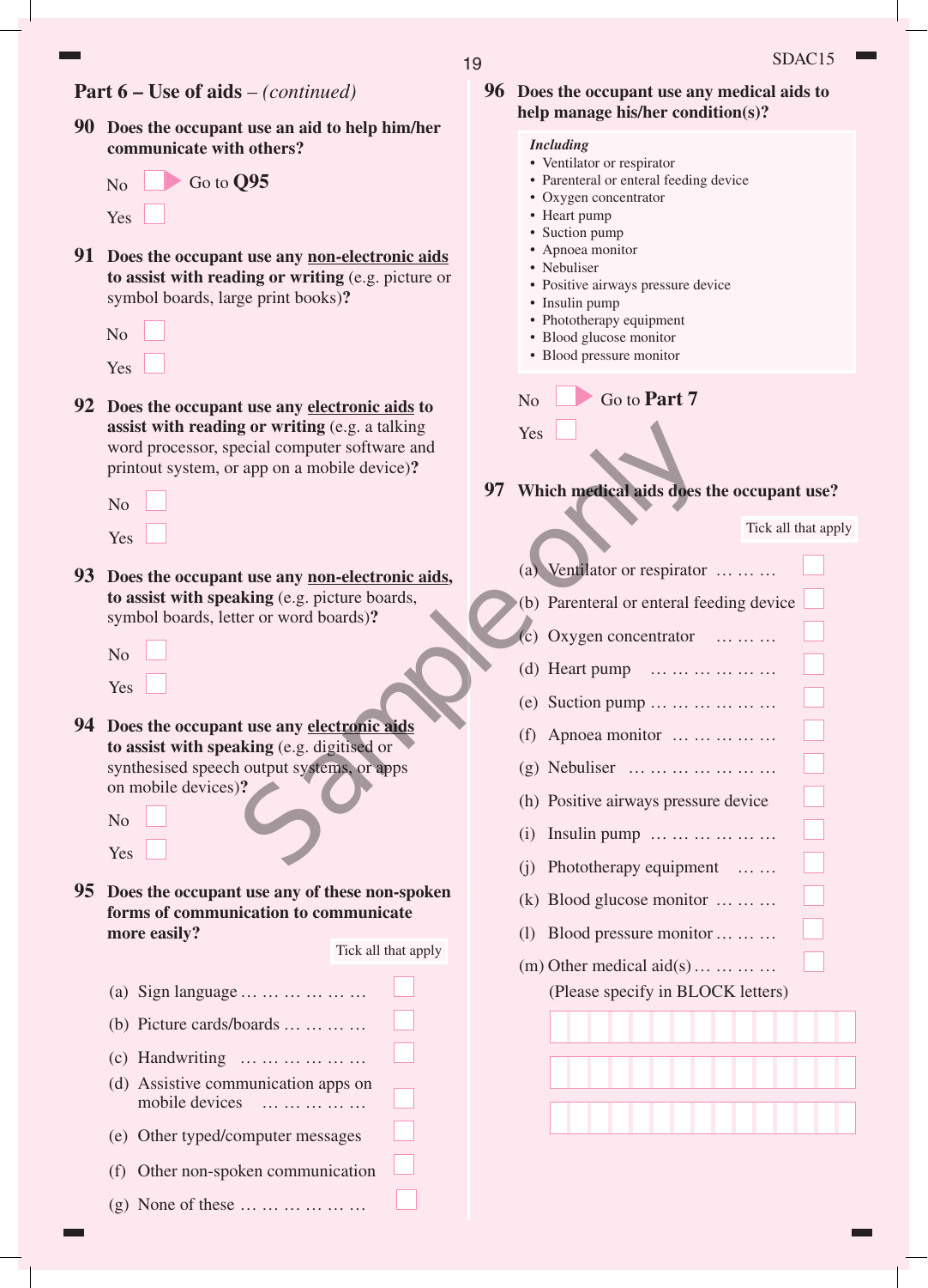## Part 6 – Use of aids – *(continued)*

**90 Does the occupant use an aid to help him/her communicate with others?**

No ☐ Go to **Q95**

Yes ☐

**91 Does the occupant use any non-electronic aids to assist with reading or writing** (e.g. picture or symbol boards, large print books)**?**

No ☐

Yes ☐

**92 Does the occupant use any electronic aids to assist with reading or writing** (e.g. a talking word processor, special computer software and printout system, or app on a mobile device)**?**

No ☐

Yes ☐

**93 Does the occupant use any non-electronic aids, to assist with speaking** (e.g. picture boards, symbol boards, letter or word boards)**?**

No ☐

Yes ☐

**94 Does the occupant use any electronic aids to assist with speaking** (e.g. digitised or synthesised speech output systems, or apps on mobile devices)**?**

No ☐

Yes ☐

**95 Does the occupant use any of these non-spoken forms of communication to communicate more easily?**

Tick all that apply

(a) Sign language ☐

(b) Picture cards/boards ☐

(c) Handwriting ☐

(d) Assistive communication apps on mobile devices ☐

(e) Other typed/computer messages ☐

(f) Other non-spoken communication ☐

(g) None of these ☐

**96 Does the occupant use any medical aids to help manage his/her condition(s)?**

***Including***
- Ventilator or respirator
- Parenteral or enteral feeding device
- Oxygen concentrator
- Heart pump
- Suction pump
- Apnoea monitor
- Nebuliser
- Positive airways pressure device
- Insulin pump
- Phototherapy equipment
- Blood glucose monitor
- Blood pressure monitor

No ☐ Go to **Part 7**

Yes ☐

**97 Which medical aids does the occupant use?**

Tick all that apply

(a) Ventilator or respirator ☐

(b) Parenteral or enteral feeding device ☐

(c) Oxygen concentrator ☐

(d) Heart pump ☐

(e) Suction pump ☐

(f) Apnoea monitor ☐

(g) Nebuliser ☐

(h) Positive airways pressure device ☐

(i) Insulin pump ☐

(j) Phototherapy equipment ☐

(k) Blood glucose monitor ☐

(l) Blood pressure monitor ☐

(m) Other medical aid(s) ☐

(Please specify in BLOCK letters)

Sample only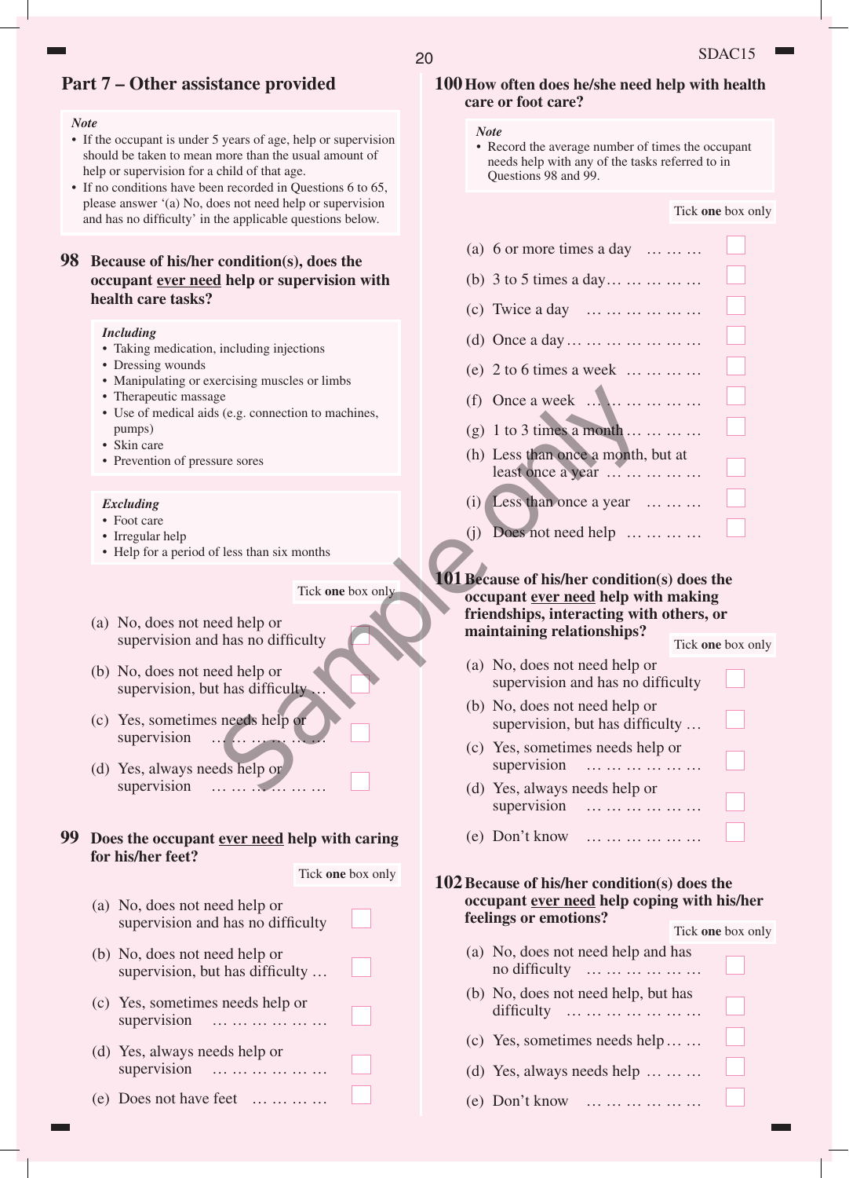## Part 7 – Other assistance provided

*Note*

- If the occupant is under 5 years of age, help or supervision should be taken to mean more than the usual amount of help or supervision for a child of that age.
- If no conditions have been recorded in Questions 6 to 65, please answer '(a) No, does not need help or supervision and has no difficulty' in the applicable questions below.

**98 Because of his/her condition(s), does the occupant ever need help or supervision with health care tasks?**

*Including*

- Taking medication, including injections
- Dressing wounds
- Manipulating or exercising muscles or limbs
- Therapeutic massage
- Use of medical aids (e.g. connection to machines, pumps)
- Skin care
- Prevention of pressure sores

*Excluding*

- Foot care
- Irregular help
- Help for a period of less than six months

Tick **one** box only

(a) No, does not need help or supervision and has no difficulty ☐

(b) No, does not need help or supervision, but has difficulty … ☐

(c) Yes, sometimes needs help or supervision … … … … … … ☐

(d) Yes, always needs help or supervision … … … … … … ☐

**99 Does the occupant ever need help with caring for his/her feet?**

Tick **one** box only

(a) No, does not need help or supervision and has no difficulty ☐

(b) No, does not need help or supervision, but has difficulty … ☐

(c) Yes, sometimes needs help or supervision … … … … … … ☐

(d) Yes, always needs help or supervision … … … … … … ☐

(e) Does not have feet … … … … ☐

**100 How often does he/she need help with health care or foot care?**

*Note*

- Record the average number of times the occupant needs help with any of the tasks referred to in Questions 98 and 99.

Tick **one** box only

(a) 6 or more times a day … … … ☐

(b) 3 to 5 times a day… … … … … … ☐

(c) Twice a day … … … … … … … ☐

(d) Once a day … … … … … … … … ☐

(e) 2 to 6 times a week … … … … ☐

(f) Once a week … … … … … … … ☐

(g) 1 to 3 times a month … … … … ☐

(h) Less than once a month, but at least once a year … … … … … … ☐

(i) Less than once a year … … … ☐

(j) Does not need help … … … … ☐

**101 Because of his/her condition(s) does the occupant ever need help with making friendships, interacting with others, or maintaining relationships?**

Tick **one** box only

(a) No, does not need help or supervision and has no difficulty ☐

(b) No, does not need help or supervision, but has difficulty … ☐

(c) Yes, sometimes needs help or supervision … … … … … … ☐

(d) Yes, always needs help or supervision … … … … … … ☐

(e) Don't know … … … … … … ☐

**102 Because of his/her condition(s) does the occupant ever need help coping with his/her feelings or emotions?**

Tick **one** box only

(a) No, does not need help and has no difficulty … … … … … … ☐

(b) No, does not need help, but has difficulty … … … … … … … ☐

(c) Yes, sometimes needs help … … ☐

(d) Yes, always needs help … … … ☐

(e) Don't know … … … … … … ☐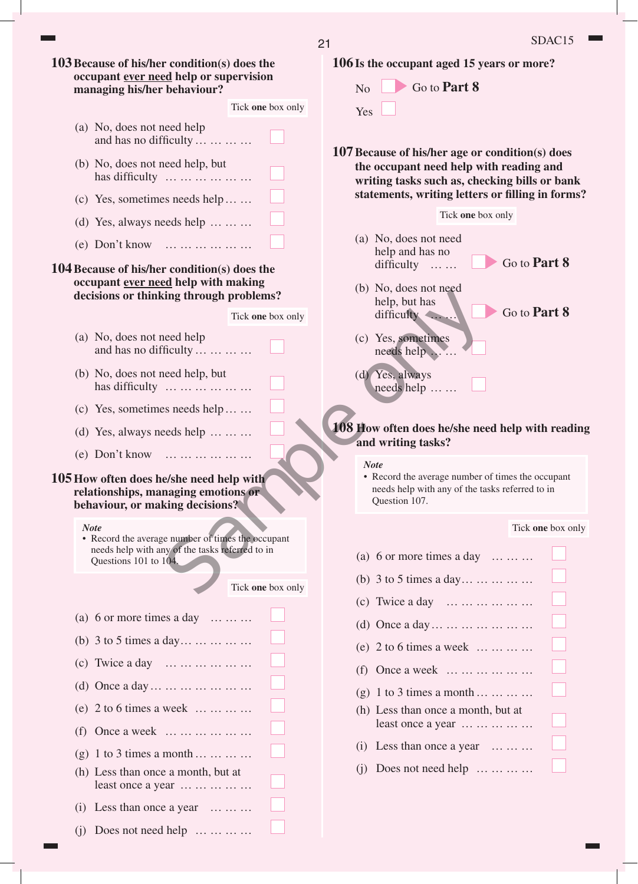**103 Because of his/her condition(s) does the occupant <u>ever need</u> help or supervision managing his/her behaviour?**

Tick **one** box only

(a) No, does not need help and has no difficulty … … … … ☐

(b) No, does not need help, but has difficulty … … … … … … ☐

(c) Yes, sometimes needs help … … ☐

(d) Yes, always needs help … … … ☐

(e) Don't know … … … … … … ☐

**104 Because of his/her condition(s) does the occupant <u>ever need</u> help with making decisions or thinking through problems?**

Tick **one** box only

(a) No, does not need help and has no difficulty … … … … ☐

(b) No, does not need help, but has difficulty … … … … … … ☐

(c) Yes, sometimes needs help … … ☐

(d) Yes, always needs help … … … ☐

(e) Don't know … … … … … … ☐

**105 How often does he/she need help with relationships, managing emotions or behaviour, or making decisions?**

*Note*
- Record the average number of times the occupant needs help with any of the tasks referred to in Questions 101 to 104.

Tick **one** box only

(a) 6 or more times a day … … … ☐

(b) 3 to 5 times a day… … … … … ☐

(c) Twice a day … … … … … … ☐

(d) Once a day … … … … … … … ☐

(e) 2 to 6 times a week … … … … ☐

(f) Once a week … … … … … … ☐

(g) 1 to 3 times a month … … … … ☐

(h) Less than once a month, but at least once a year … … … … … ☐

(i) Less than once a year … … … ☐

(j) Does not need help … … … … ☐

**106 Is the occupant aged 15 years or more?**

No ☐ Go to **Part 8**

Yes ☐

**107 Because of his/her age or condition(s) does the occupant need help with reading and writing tasks such as, checking bills or bank statements, writing letters or filling in forms?**

Tick **one** box only

(a) No, does not need help and has no difficulty … … ☐ Go to **Part 8**

(b) No, does not need help, but has difficulty … … ☐ Go to **Part 8**

(c) Yes, sometimes needs help … … ☐

(d) Yes, always needs help … … ☐

**108 How often does he/she need help with reading and writing tasks?**

*Note*
- Record the average number of times the occupant needs help with any of the tasks referred to in Question 107.

Tick **one** box only

(a) 6 or more times a day … … … ☐

(b) 3 to 5 times a day… … … … … ☐

(c) Twice a day … … … … … … ☐

(d) Once a day … … … … … … … ☐

(e) 2 to 6 times a week … … … … ☐

(f) Once a week … … … … … … ☐

(g) 1 to 3 times a month … … … … ☐

(h) Less than once a month, but at least once a year … … … … … ☐

(i) Less than once a year … … … ☐

(j) Does not need help … … … … ☐

Sample only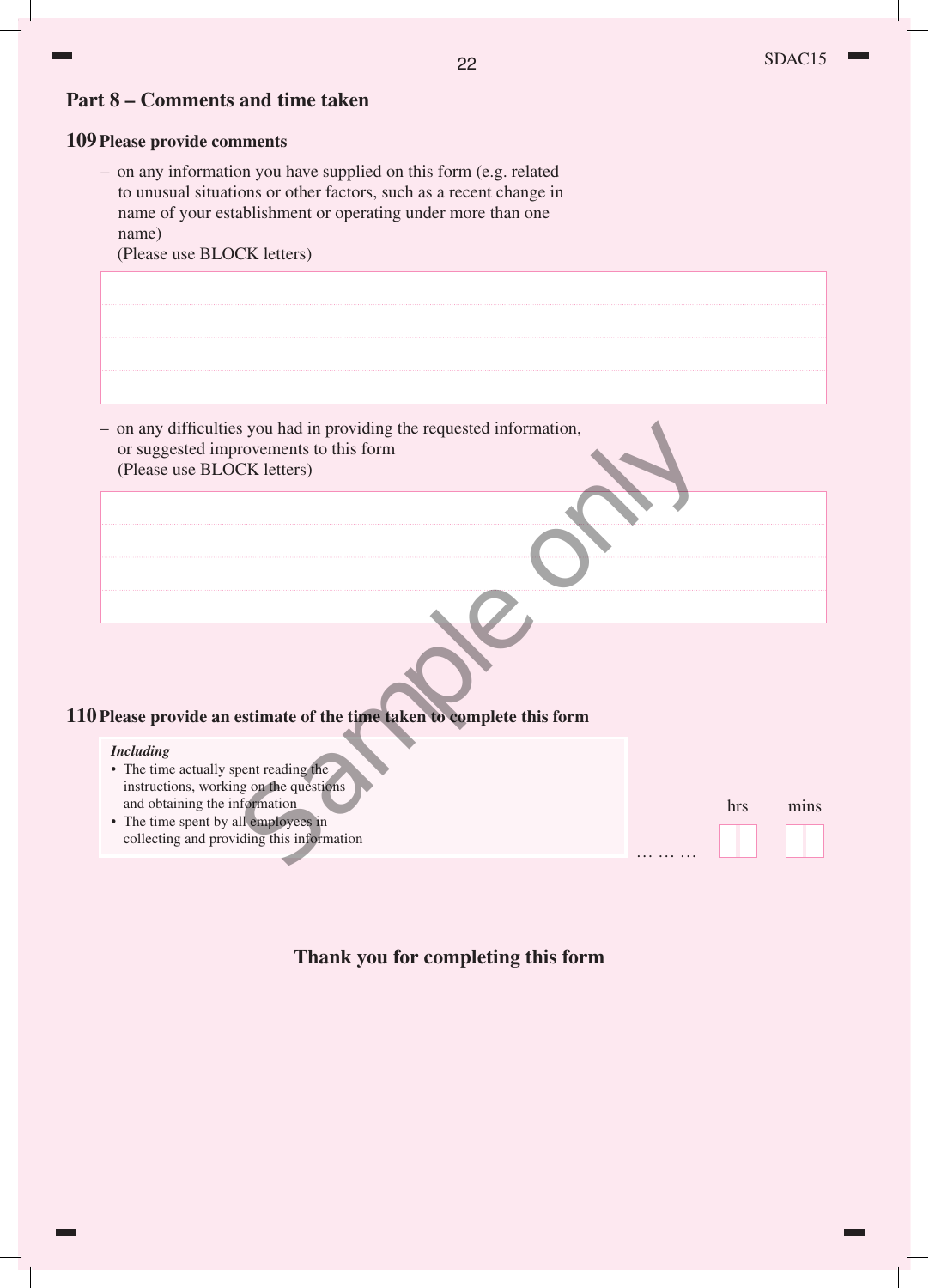## Part 8 – Comments and time taken

**109 Please provide comments**

– on any information you have supplied on this form (e.g. related to unusual situations or other factors, such as a recent change in name of your establishment or operating under more than one name)
(Please use BLOCK letters)

– on any difficulties you had in providing the requested information, or suggested improvements to this form
(Please use BLOCK letters)

Sample only

**110 Please provide an estimate of the time taken to complete this form**

*Including*

- The time actually spent reading the instructions, working on the questions and obtaining the information
- The time spent by all employees in collecting and providing this information

……… hrs mins

**Thank you for completing this form**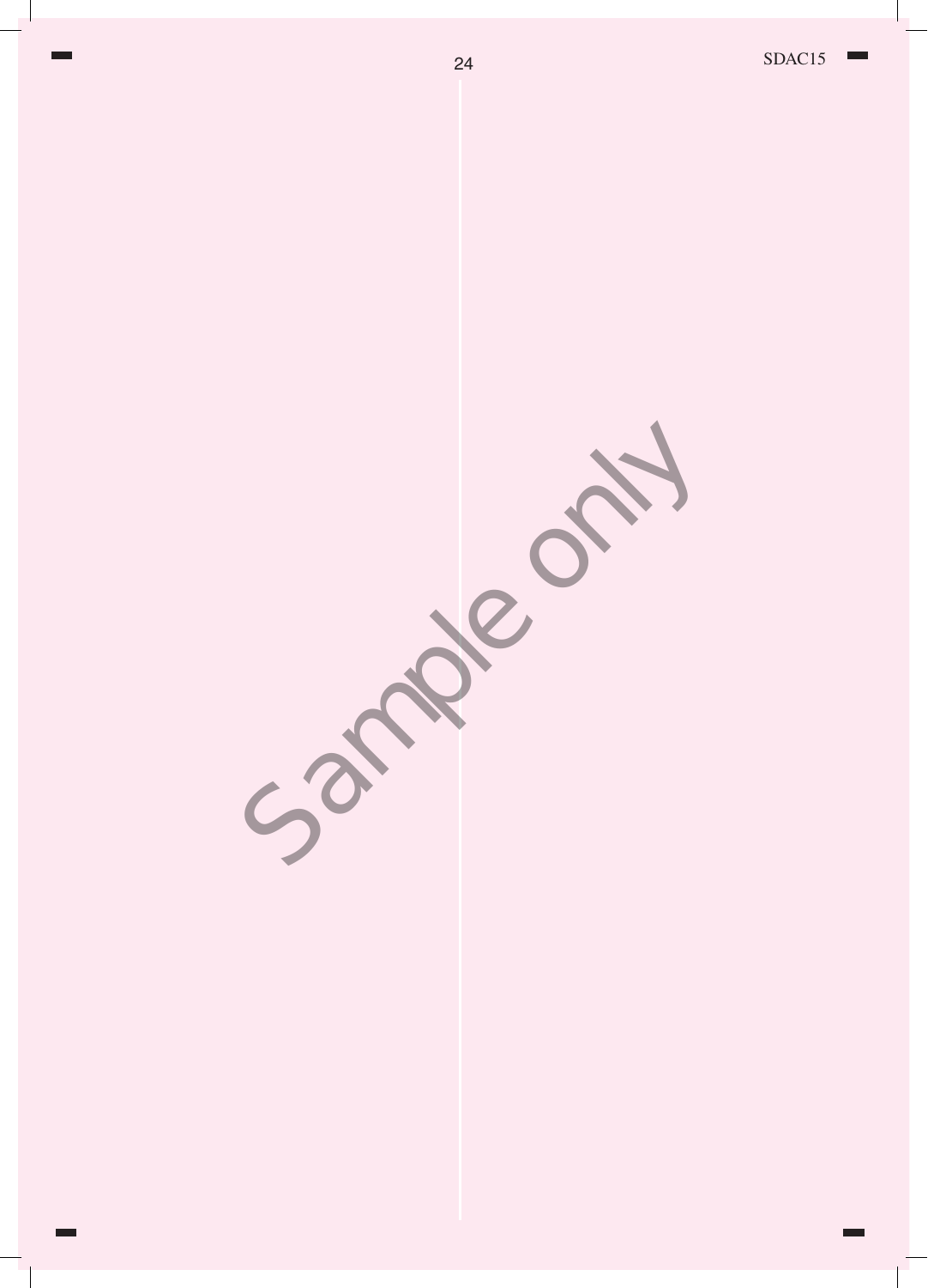Sample only